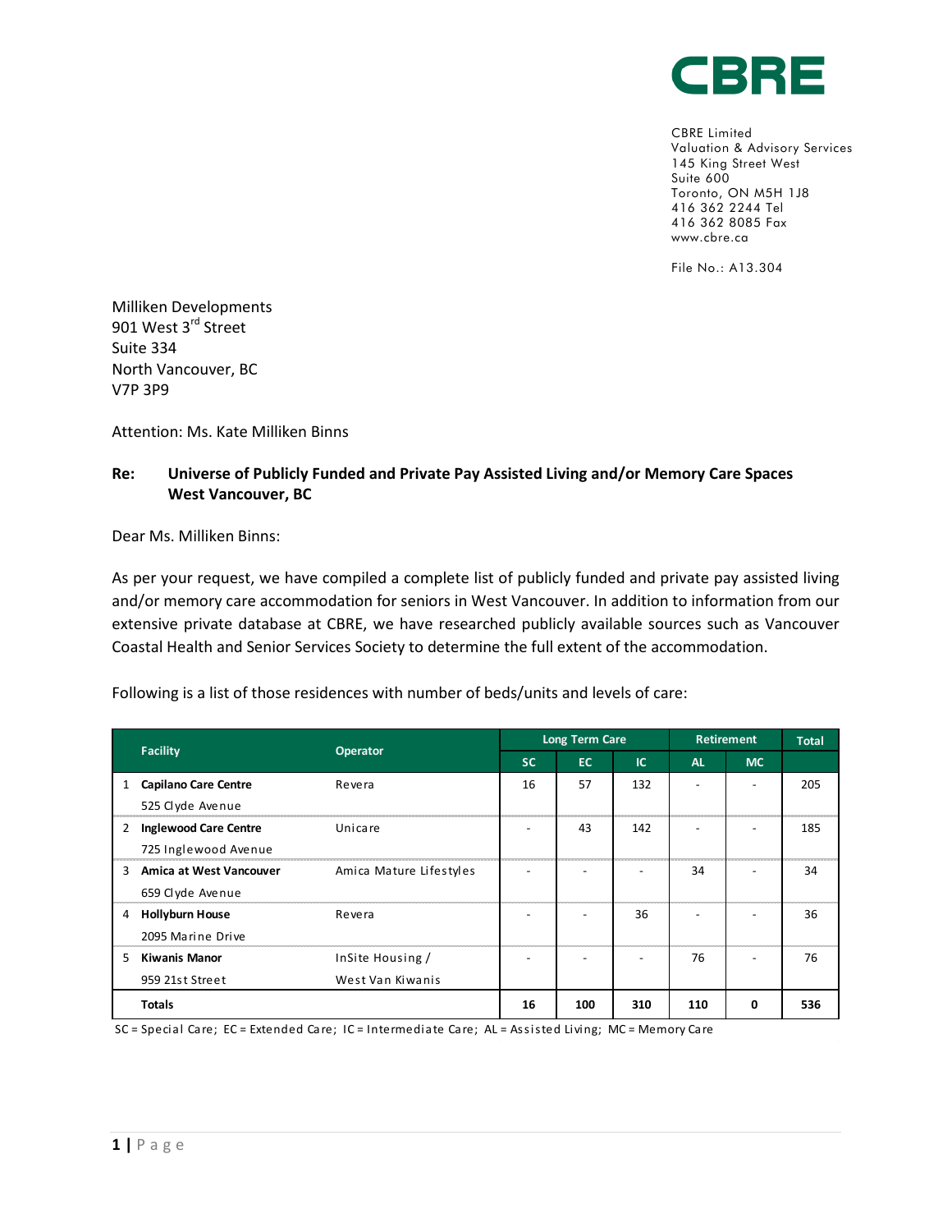**CBRE**

CBRE Limited
Valuation & Advisory Services
145 King Street West
Suite 600
Toronto, ON M5H 1J8
416 362 2244 Tel
416 362 8085 Fax
www.cbre.ca

File No.: A13.304

Milliken Developments
901 West 3rd Street
Suite 334
North Vancouver, BC
V7P 3P9

Attention: Ms. Kate Milliken Binns

**Re: Universe of Publicly Funded and Private Pay Assisted Living and/or Memory Care Spaces West Vancouver, BC**

Dear Ms. Milliken Binns:

As per your request, we have compiled a complete list of publicly funded and private pay assisted living and/or memory care accommodation for seniors in West Vancouver. In addition to information from our extensive private database at CBRE, we have researched publicly available sources such as Vancouver Coastal Health and Senior Services Society to determine the full extent of the accommodation.

Following is a list of those residences with number of beds/units and levels of care:

| | Facility | Operator | Long Term Care | | | Retirement | | Total |
|---|---|---|---|---|---|---|---|---|
| | | | SC | EC | IC | AL | MC | |
| 1 | **Capilano Care Centre**<br>525 Clyde Avenue | Revera | 16 | 57 | 132 | - | - | 205 |
| 2 | **Inglewood Care Centre**<br>725 Inglewood Avenue | Unicare | - | 43 | 142 | - | - | 185 |
| 3 | **Amica at West Vancouver**<br>659 Clyde Avenue | Amica Mature Lifestyles | - | - | - | 34 | - | 34 |
| 4 | **Hollyburn House**<br>2095 Marine Drive | Revera | - | - | 36 | - | - | 36 |
| 5 | **Kiwanis Manor**<br>959 21st Street | InSite Housing / West Van Kiwanis | - | - | - | 76 | - | 76 |
| | **Totals** | | **16** | **100** | **310** | **110** | **0** | **536** |

SC = Special Care; EC = Extended Care; IC = Intermediate Care; AL = Assisted Living; MC = Memory Care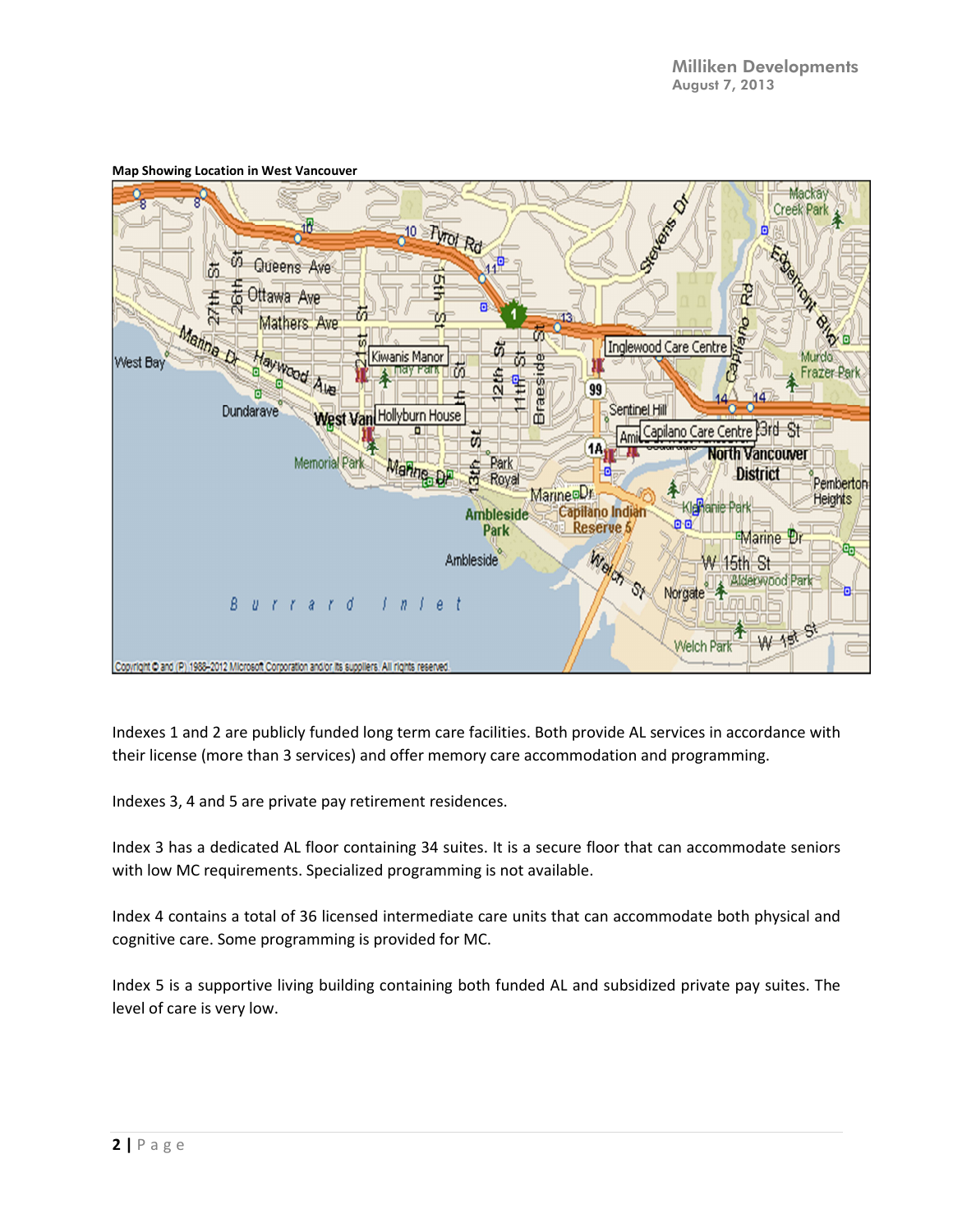**Map Showing Location in West Vancouver**

Indexes 1 and 2 are publicly funded long term care facilities. Both provide AL services in accordance with their license (more than 3 services) and offer memory care accommodation and programming.

Indexes 3, 4 and 5 are private pay retirement residences.

Index 3 has a dedicated AL floor containing 34 suites. It is a secure floor that can accommodate seniors with low MC requirements. Specialized programming is not available.

Index 4 contains a total of 36 licensed intermediate care units that can accommodate both physical and cognitive care. Some programming is provided for MC.

Index 5 is a supportive living building containing both funded AL and subsidized private pay suites. The level of care is very low.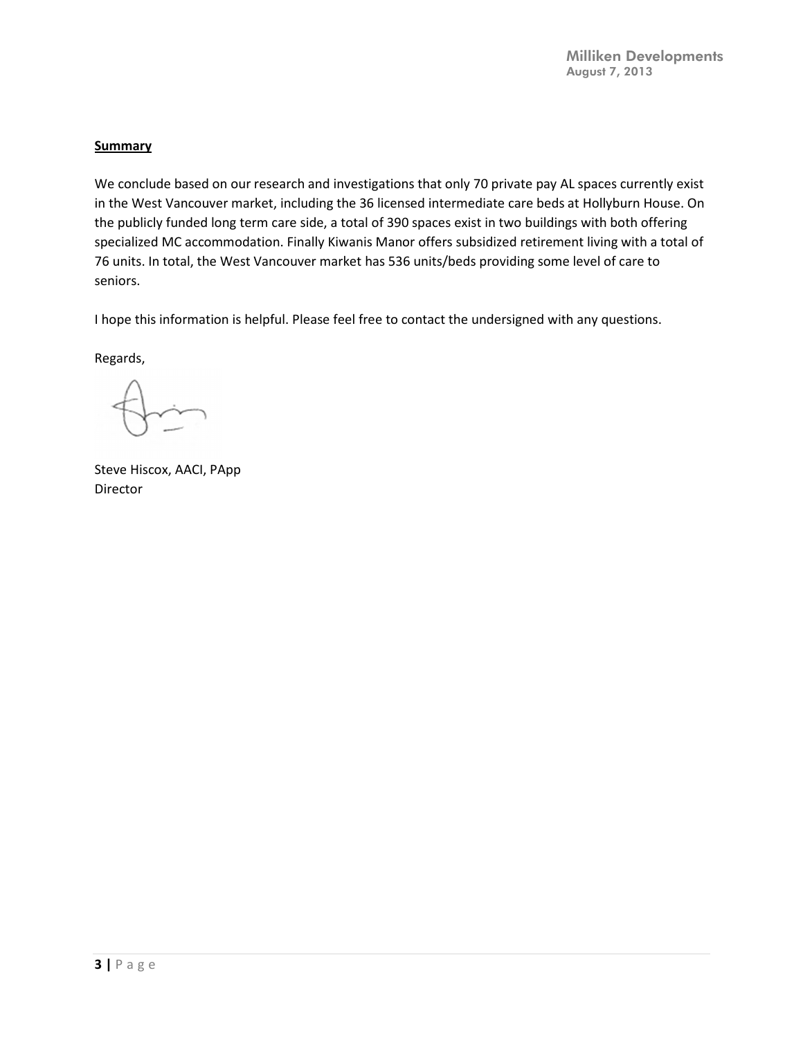**Summary**

We conclude based on our research and investigations that only 70 private pay AL spaces currently exist in the West Vancouver market, including the 36 licensed intermediate care beds at Hollyburn House. On the publicly funded long term care side, a total of 390 spaces exist in two buildings with both offering specialized MC accommodation. Finally Kiwanis Manor offers subsidized retirement living with a total of 76 units. In total, the West Vancouver market has 536 units/beds providing some level of care to seniors.

I hope this information is helpful. Please feel free to contact the undersigned with any questions.

Regards,

Steve Hiscox, AACI, PApp
Director